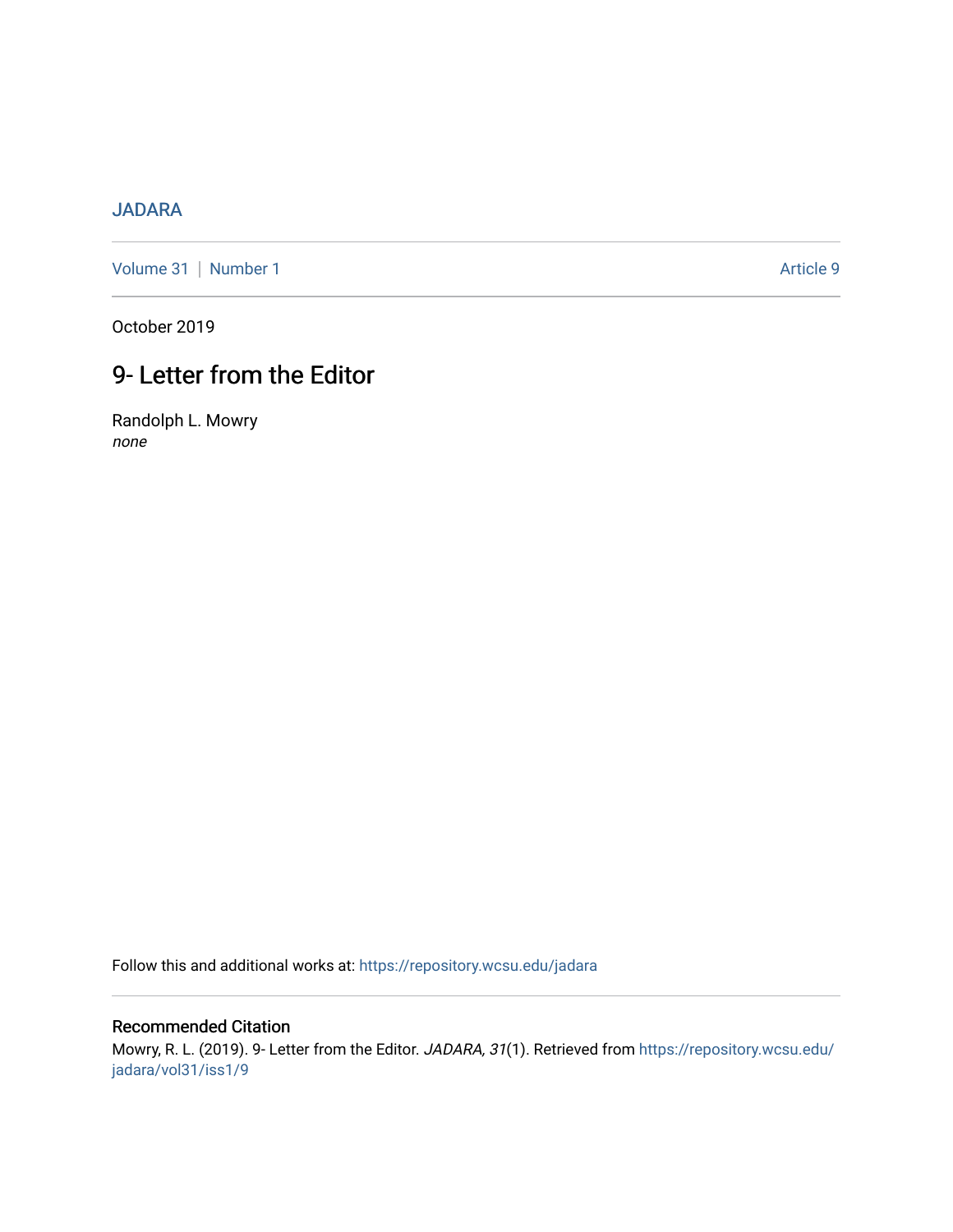JADARA

Volume 31 | Number 1 Article 9

October 2019

# 9- Letter from the Editor

Randolph L. Mowry
*none*

Follow this and additional works at: https://repository.wcsu.edu/jadara

## Recommended Citation

Mowry, R. L. (2019). 9- Letter from the Editor. *JADARA, 31*(1). Retrieved from https://repository.wcsu.edu/jadara/vol31/iss1/9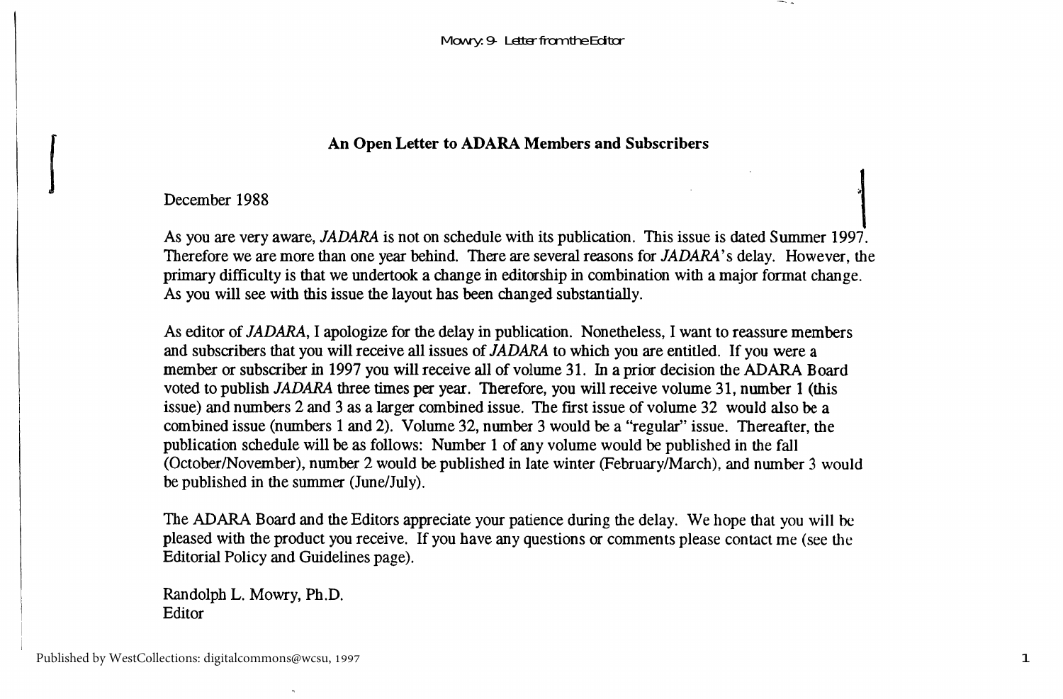## An Open Letter to ADARA Members and Subscribers

December 1988

As you are very aware, *JADARA* is not on schedule with its publication. This issue is dated Summer 1997. Therefore we are more than one year behind. There are several reasons for *JADARA*'s delay. However, the primary difficulty is that we undertook a change in editorship in combination with a major format change. As you will see with this issue the layout has been changed substantially.

As editor of *JADARA*, I apologize for the delay in publication. Nonetheless, I want to reassure members and subscribers that you will receive all issues of *JADARA* to which you are entitled. If you were a member or subscriber in 1997 you will receive all of volume 31. In a prior decision the ADARA Board voted to publish *JADARA* three times per year. Therefore, you will receive volume 31, number 1 (this issue) and numbers 2 and 3 as a larger combined issue. The first issue of volume 32 would also be a combined issue (numbers 1 and 2). Volume 32, number 3 would be a "regular" issue. Thereafter, the publication schedule will be as follows: Number 1 of any volume would be published in the fall (October/November), number 2 would be published in late winter (February/March), and number 3 would be published in the summer (June/July).

The ADARA Board and the Editors appreciate your patience during the delay. We hope that you will be pleased with the product you receive. If you have any questions or comments please contact me (see the Editorial Policy and Guidelines page).

Randolph L. Mowry, Ph.D.
Editor